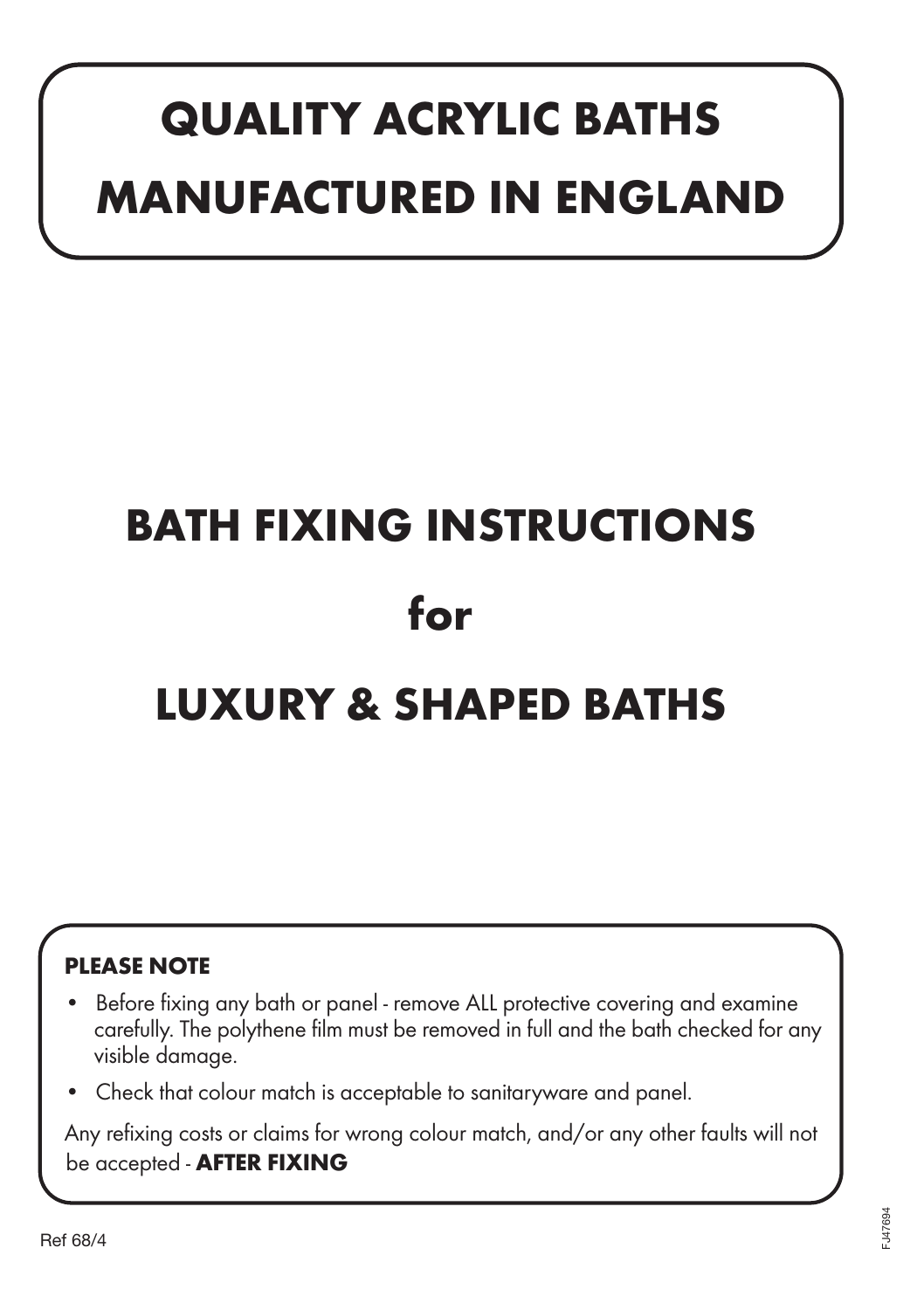# QUALITY ACRYLIC BATHS
# MANUFACTURED IN ENGLAND

# BATH FIXING INSTRUCTIONS

## for

# LUXURY & SHAPED BATHS

**PLEASE NOTE**

- Before fixing any bath or panel - remove ALL protective covering and examine carefully. The polythene film must be removed in full and the bath checked for any visible damage.
- Check that colour match is acceptable to sanitaryware and panel.

Any refixing costs or claims for wrong colour match, and/or any other faults will not be accepted - **AFTER FIXING**

Ref 68/4

FJ47694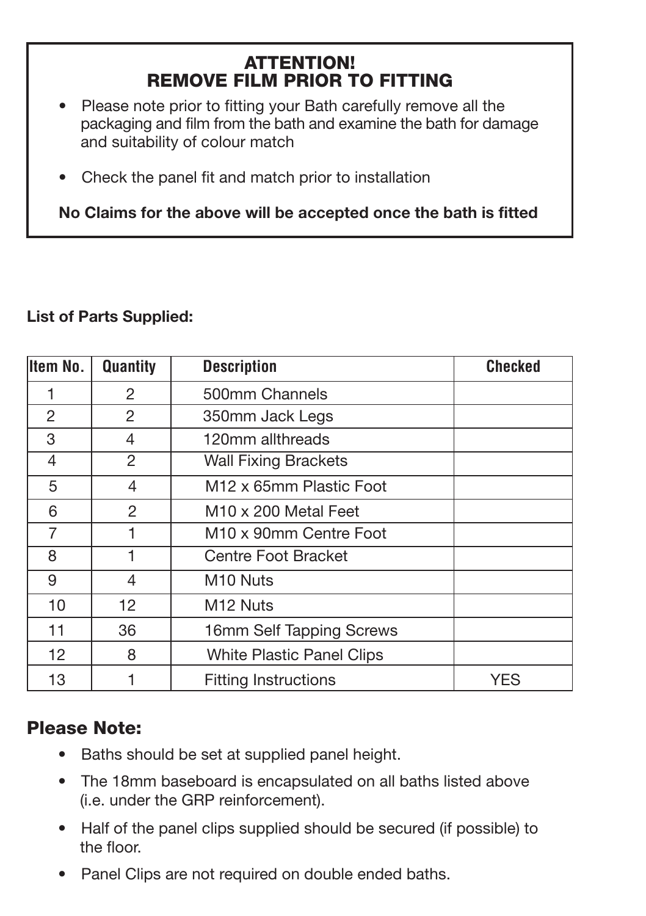## ATTENTION!
## REMOVE FILM PRIOR TO FITTING

- Please note prior to fitting your Bath carefully remove all the packaging and film from the bath and examine the bath for damage and suitability of colour match
- Check the panel fit and match prior to installation

**No Claims for the above will be accepted once the bath is fitted**

**List of Parts Supplied:**

| Item No. | Quantity | Description | Checked |
|---|---|---|---|
| 1 | 2 | 500mm Channels | |
| 2 | 2 | 350mm Jack Legs | |
| 3 | 4 | 120mm allthreads | |
| 4 | 2 | Wall Fixing Brackets | |
| 5 | 4 | M12 x 65mm Plastic Foot | |
| 6 | 2 | M10 x 200 Metal Feet | |
| 7 | 1 | M10 x 90mm Centre Foot | |
| 8 | 1 | Centre Foot Bracket | |
| 9 | 4 | M10 Nuts | |
| 10 | 12 | M12 Nuts | |
| 11 | 36 | 16mm Self Tapping Screws | |
| 12 | 8 | White Plastic Panel Clips | |
| 13 | 1 | Fitting Instructions | YES |

## Please Note:

- Baths should be set at supplied panel height.
- The 18mm baseboard is encapsulated on all baths listed above (i.e. under the GRP reinforcement).
- Half of the panel clips supplied should be secured (if possible) to the floor.
- Panel Clips are not required on double ended baths.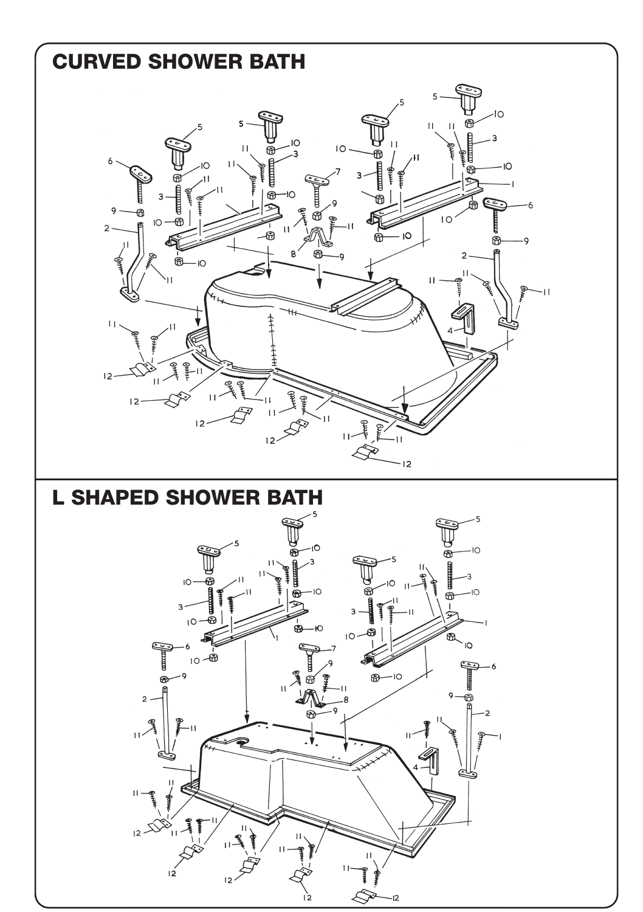# CURVED SHOWER BATH

# L SHAPED SHOWER BATH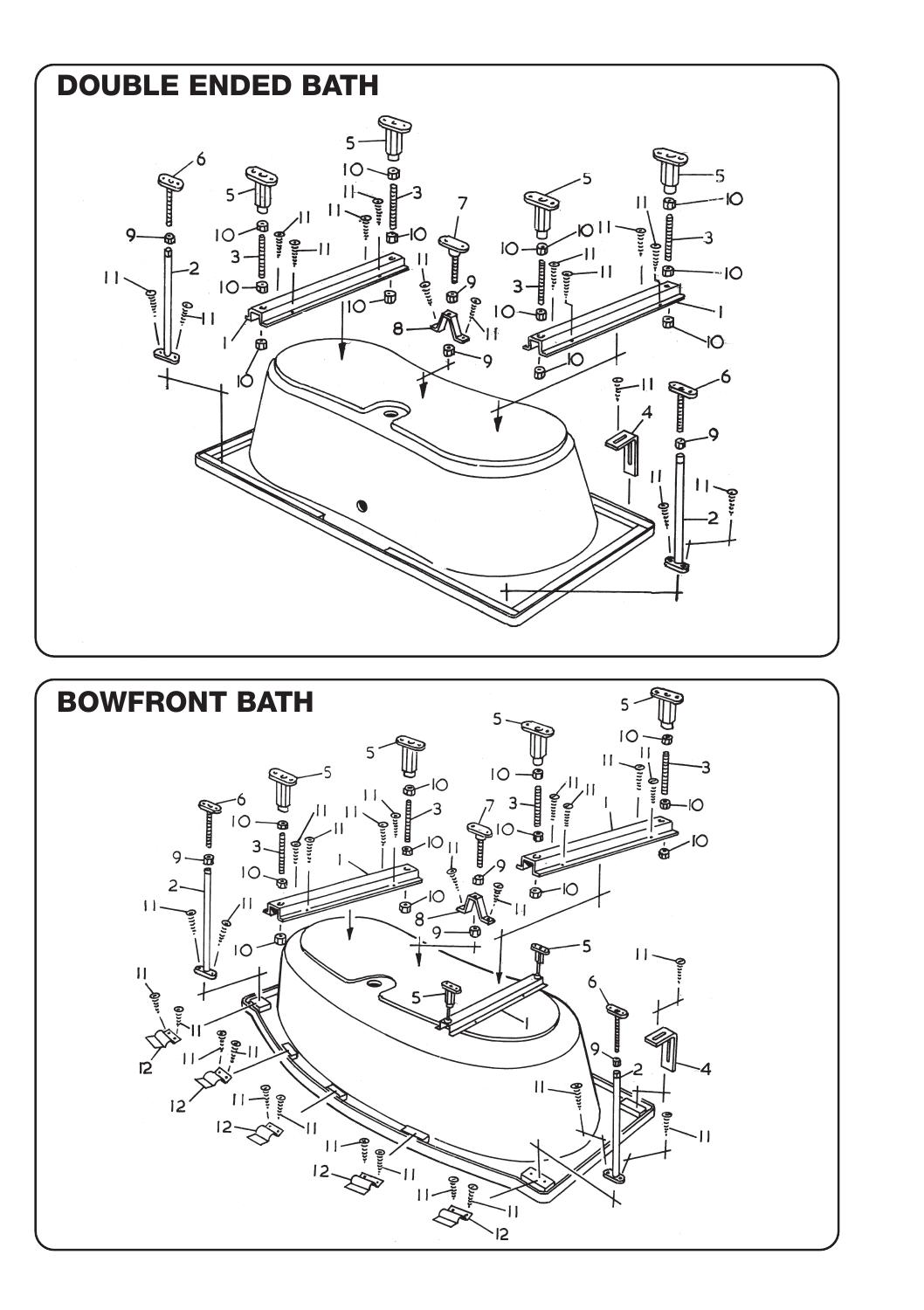# DOUBLE ENDED BATH

6
5
10
11
3
5
10
11
3
10
9
2
11
11
1
10
11
11
10
10
7
9
8
11
9
11
5
10
11
3
10
11
11
5
10
3
10
1
10
10
11
4
6
9
11
11
2

# BOWFRONT BATH

5
10
11
11
3
5
10
3
11
11
1
10
5
10
11
11
3
10
11
6
10
3
11
11
9
2
11
11
10
1
10
10
7
11
9
8
9
11
10
10
5
5
1
11
6
9
2
4
11
11
11
12
11
11
12
11
11
12
11
11
12
11
11
12
11